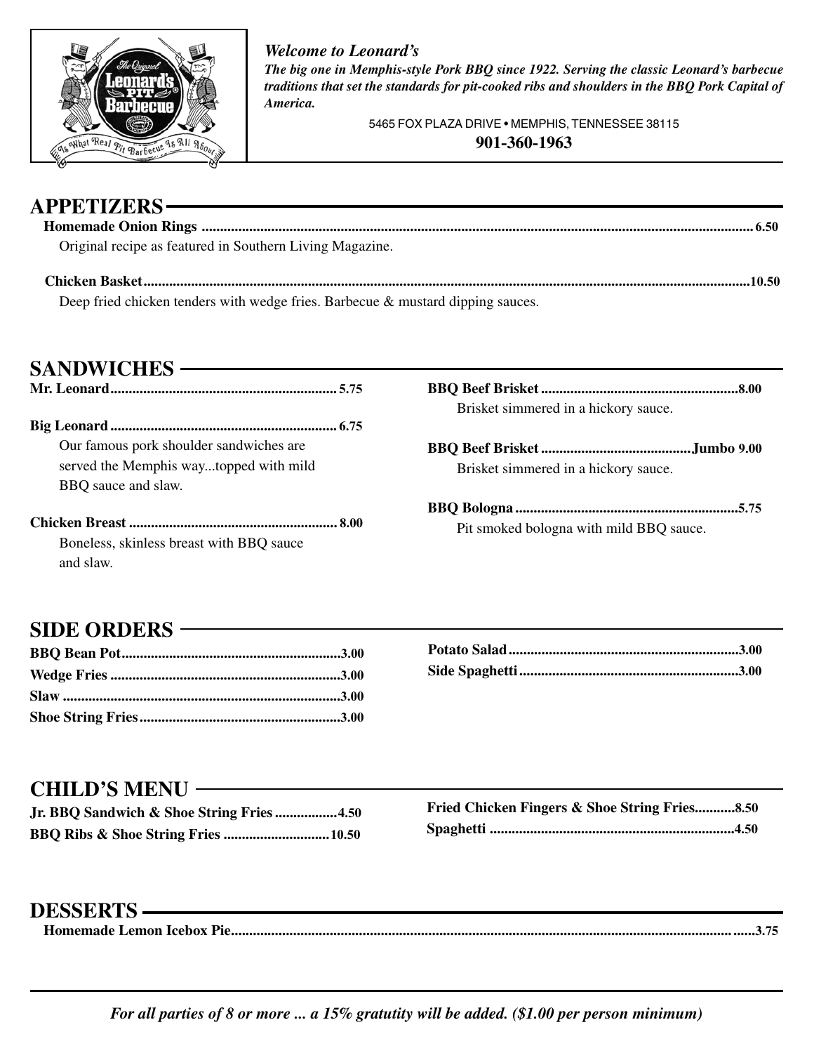*Welcome to Leonard's*

***The big one in Memphis-style Pork BBQ since 1922. Serving the classic Leonard's barbecue traditions that set the standards for pit-cooked ribs and shoulders in the BBQ Pork Capital of America.***

5465 FOX PLAZA DRIVE • MEMPHIS, TENNESSEE 38115

**901-360-1963**

## APPETIZERS

**Homemade Onion Rings ........ 6.50**

Original recipe as featured in Southern Living Magazine.

**Chicken Basket ........ 10.50**

Deep fried chicken tenders with wedge fries. Barbecue & mustard dipping sauces.

## SANDWICHES

**Mr. Leonard ........ 5.75**

**Big Leonard ........ 6.75**

Our famous pork shoulder sandwiches are served the Memphis way...topped with mild BBQ sauce and slaw.

**Chicken Breast ........ 8.00**

Boneless, skinless breast with BBQ sauce and slaw.

**BBQ Beef Brisket ........ 8.00**

Brisket simmered in a hickory sauce.

**BBQ Beef Brisket ........ Jumbo 9.00**

Brisket simmered in a hickory sauce.

**BBQ Bologna ........ 5.75**

Pit smoked bologna with mild BBQ sauce.

## SIDE ORDERS

**BBQ Bean Pot ........ 3.00**

**Wedge Fries ........ 3.00**

**Slaw ........ 3.00**

**Shoe String Fries ........ 3.00**

**Potato Salad ........ 3.00**

**Side Spaghetti ........ 3.00**

## CHILD'S MENU

**Jr. BBQ Sandwich & Shoe String Fries ........ 4.50**

**BBQ Ribs & Shoe String Fries ........ 10.50**

**Fried Chicken Fingers & Shoe String Fries ........ 8.50**

**Spaghetti ........ 4.50**

## DESSERTS

**Homemade Lemon Icebox Pie ........ 3.75**

***For all parties of 8 or more ... a 15% gratutity will be added. ($1.00 per person minimum)***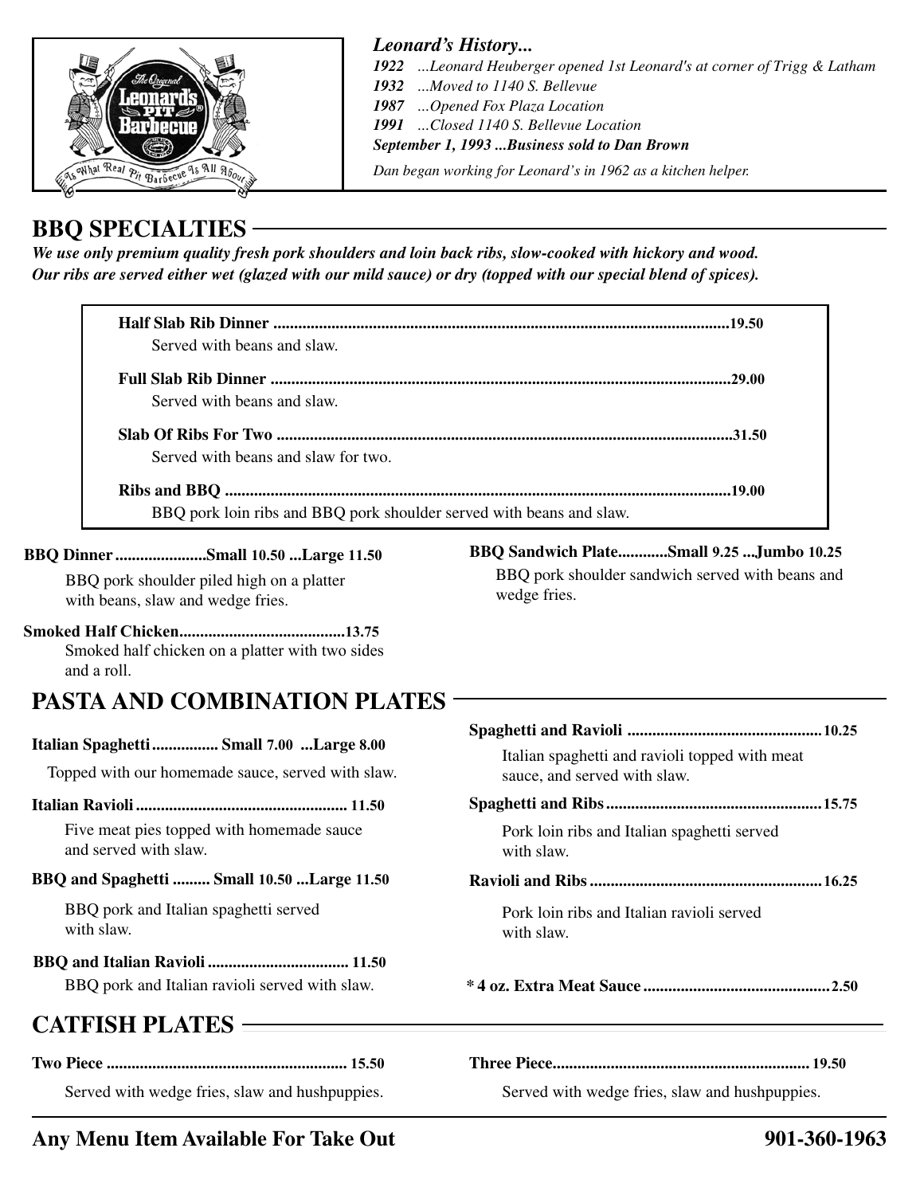*Leonard's History...*

*1922 ...Leonard Heuberger opened 1st Leonard's at corner of Trigg & Latham*
*1932 ...Moved to 1140 S. Bellevue*
*1987 ...Opened Fox Plaza Location*
*1991 ...Closed 1140 S. Bellevue Location*
***September 1, 1993 ...Business sold to Dan Brown***

*Dan began working for Leonard's in 1962 as a kitchen helper.*

## BBQ SPECIALTIES

***We use only premium quality fresh pork shoulders and loin back ribs, slow-cooked with hickory and wood. Our ribs are served either wet (glazed with our mild sauce) or dry (topped with our special blend of spices).***

**Half Slab Rib Dinner ............................................................19.50**
Served with beans and slaw.

**Full Slab Rib Dinner ............................................................29.00**
Served with beans and slaw.

**Slab Of Ribs For Two ............................................................31.50**
Served with beans and slaw for two.

**Ribs and BBQ ............................................................19.00**
BBQ pork loin ribs and BBQ pork shoulder served with beans and slaw.

**BBQ Dinner ......................Small 10.50 ...Large 11.50**
BBQ pork shoulder piled high on a platter with beans, slaw and wedge fries.

**Smoked Half Chicken........................................13.75**
Smoked half chicken on a platter with two sides and a roll.

**BBQ Sandwich Plate............Small 9.25 ...Jumbo 10.25**
BBQ pork shoulder sandwich served with beans and wedge fries.

## PASTA AND COMBINATION PLATES

**Italian Spaghetti ................ Small 7.00 ...Large 8.00**
Topped with our homemade sauce, served with slaw.

**Italian Ravioli .................................................. 11.50**
Five meat pies topped with homemade sauce and served with slaw.

**BBQ and Spaghetti ......... Small 10.50 ...Large 11.50**
BBQ pork and Italian spaghetti served with slaw.

**BBQ and Italian Ravioli .................................. 11.50**
BBQ pork and Italian ravioli served with slaw.

**Spaghetti and Ravioli ...............................................10.25**
Italian spaghetti and ravioli topped with meat sauce, and served with slaw.

**Spaghetti and Ribs ...................................................15.75**
Pork loin ribs and Italian spaghetti served with slaw.

**Ravioli and Ribs .......................................................16.25**
Pork loin ribs and Italian ravioli served with slaw.

**\* 4 oz. Extra Meat Sauce ............................................2.50**

## CATFISH PLATES

**Two Piece ......................................................... 15.50**
Served with wedge fries, slaw and hushpuppies.

**Three Piece............................................................. 19.50**
Served with wedge fries, slaw and hushpuppies.

**Any Menu Item Available For Take Out** **901-360-1963**